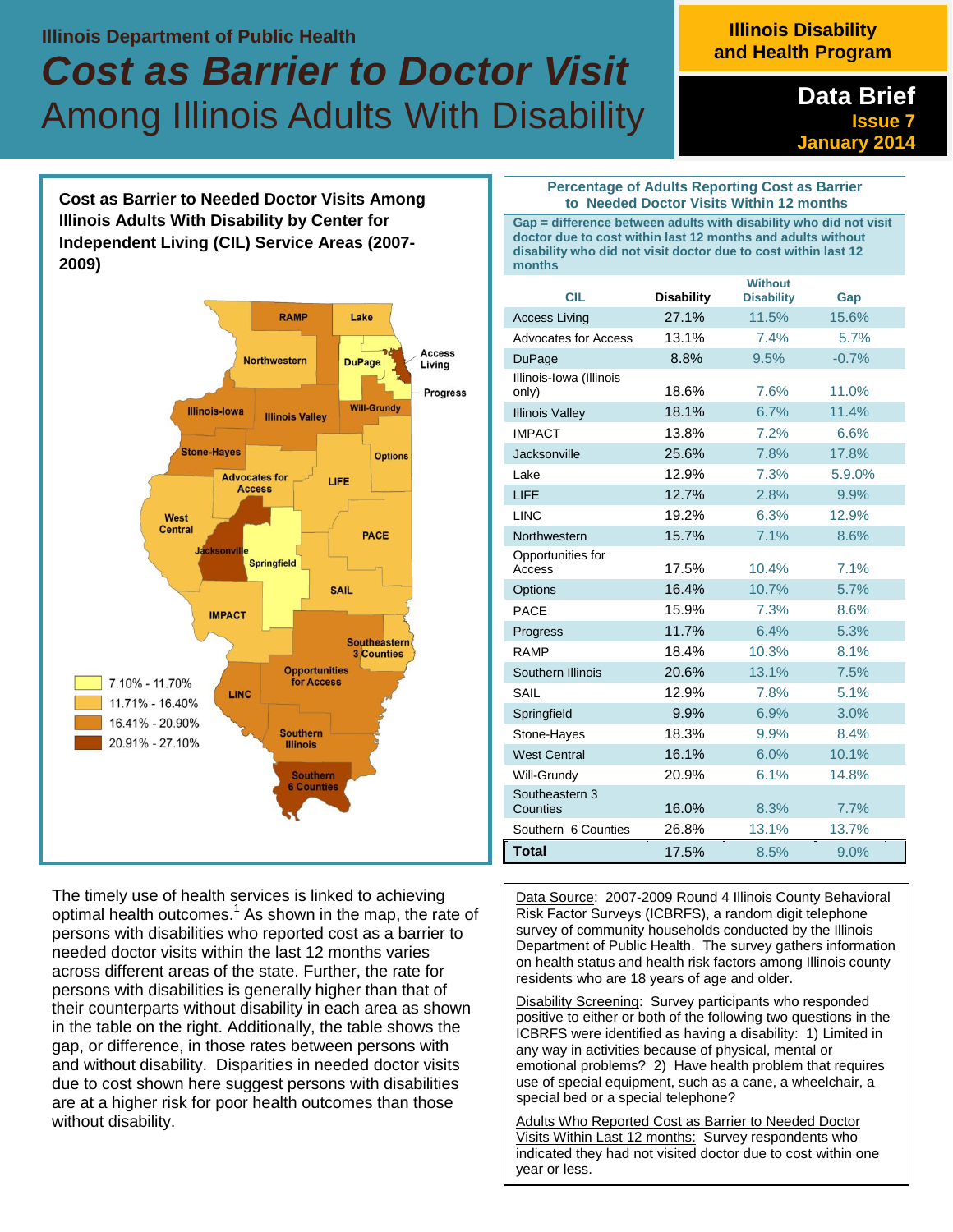Illinois Department of Public Health

# Cost as Barrier to Doctor Visit

## Among Illinois Adults With Disability

**Illinois Disability and Health Program**

**Data Brief**
**Issue 7**
**January 2014**

### Cost as Barrier to Needed Doctor Visits Among Illinois Adults With Disability by Center for Independent Living (CIL) Service Areas (2007-2009)

Legend:
- 7.10% - 11.70%
- 11.71% - 16.40%
- 16.41% - 20.90%
- 20.91% - 27.10%

### Percentage of Adults Reporting Cost as Barrier to Needed Doctor Visits Within 12 months

**Gap = difference between adults with disability who did not visit doctor due to cost within last 12 months and adults without disability who did not visit doctor due to cost within last 12 months**

| CIL | Disability | Without Disability | Gap |
|---|---|---|---|
| Access Living | 27.1% | 11.5% | 15.6% |
| Advocates for Access | 13.1% | 7.4% | 5.7% |
| DuPage | 8.8% | 9.5% | -0.7% |
| Illinois-Iowa (Illinois only) | 18.6% | 7.6% | 11.0% |
| Illinois Valley | 18.1% | 6.7% | 11.4% |
| IMPACT | 13.8% | 7.2% | 6.6% |
| Jacksonville | 25.6% | 7.8% | 17.8% |
| Lake | 12.9% | 7.3% | 5.9.0% |
| LIFE | 12.7% | 2.8% | 9.9% |
| LINC | 19.2% | 6.3% | 12.9% |
| Northwestern | 15.7% | 7.1% | 8.6% |
| Opportunities for Access | 17.5% | 10.4% | 7.1% |
| Options | 16.4% | 10.7% | 5.7% |
| PACE | 15.9% | 7.3% | 8.6% |
| Progress | 11.7% | 6.4% | 5.3% |
| RAMP | 18.4% | 10.3% | 8.1% |
| Southern Illinois | 20.6% | 13.1% | 7.5% |
| SAIL | 12.9% | 7.8% | 5.1% |
| Springfield | 9.9% | 6.9% | 3.0% |
| Stone-Hayes | 18.3% | 9.9% | 8.4% |
| West Central | 16.1% | 6.0% | 10.1% |
| Will-Grundy | 20.9% | 6.1% | 14.8% |
| Southeastern 3 Counties | 16.0% | 8.3% | 7.7% |
| Southern 6 Counties | 26.8% | 13.1% | 13.7% |
| **Total** | 17.5% | 8.5% | 9.0% |

The timely use of health services is linked to achieving optimal health outcomes.[1] As shown in the map, the rate of persons with disabilities who reported cost as a barrier to needed doctor visits within the last 12 months varies across different areas of the state. Further, the rate for persons with disabilities is generally higher than that of their counterparts without disability in each area as shown in the table on the right. Additionally, the table shows the gap, or difference, in those rates between persons with and without disability. Disparities in needed doctor visits due to cost shown here suggest persons with disabilities are at a higher risk for poor health outcomes than those without disability.

Data Source: 2007-2009 Round 4 Illinois County Behavioral Risk Factor Surveys (ICBRFS), a random digit telephone survey of community households conducted by the Illinois Department of Public Health. The survey gathers information on health status and health risk factors among Illinois county residents who are 18 years of age and older.

Disability Screening: Survey participants who responded positive to either or both of the following two questions in the ICBRFS were identified as having a disability: 1) Limited in any way in activities because of physical, mental or emotional problems? 2) Have health problem that requires use of special equipment, such as a cane, a wheelchair, a special bed or a special telephone?

Adults Who Reported Cost as Barrier to Needed Doctor Visits Within Last 12 months: Survey respondents who indicated they had not visited doctor due to cost within one year or less.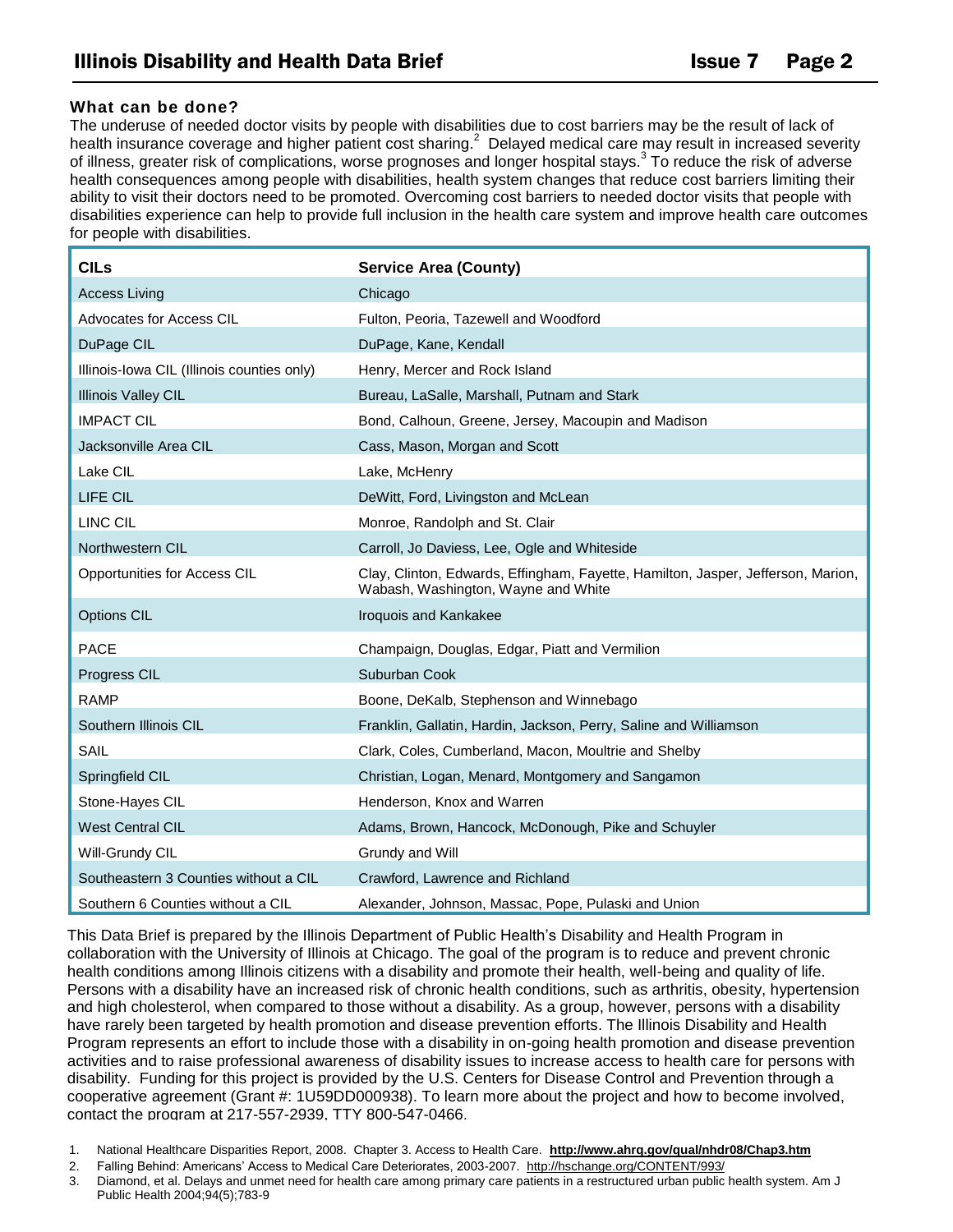### What can be done?

The underuse of needed doctor visits by people with disabilities due to cost barriers may be the result of lack of health insurance coverage and higher patient cost sharing.[2] Delayed medical care may result in increased severity of illness, greater risk of complications, worse prognoses and longer hospital stays.[3] To reduce the risk of adverse health consequences among people with disabilities, health system changes that reduce cost barriers limiting their ability to visit their doctors need to be promoted. Overcoming cost barriers to needed doctor visits that people with disabilities experience can help to provide full inclusion in the health care system and improve health care outcomes for people with disabilities.

| CILs | Service Area (County) |
|---|---|
| Access Living | Chicago |
| Advocates for Access CIL | Fulton, Peoria, Tazewell and Woodford |
| DuPage CIL | DuPage, Kane, Kendall |
| Illinois-Iowa CIL (Illinois counties only) | Henry, Mercer and Rock Island |
| Illinois Valley CIL | Bureau, LaSalle, Marshall, Putnam and Stark |
| IMPACT CIL | Bond, Calhoun, Greene, Jersey, Macoupin and Madison |
| Jacksonville Area CIL | Cass, Mason, Morgan and Scott |
| Lake CIL | Lake, McHenry |
| LIFE CIL | DeWitt, Ford, Livingston and McLean |
| LINC CIL | Monroe, Randolph and St. Clair |
| Northwestern CIL | Carroll, Jo Daviess, Lee, Ogle and Whiteside |
| Opportunities for Access CIL | Clay, Clinton, Edwards, Effingham, Fayette, Hamilton, Jasper, Jefferson, Marion, Wabash, Washington, Wayne and White |
| Options CIL | Iroquois and Kankakee |
| PACE | Champaign, Douglas, Edgar, Piatt and Vermilion |
| Progress CIL | Suburban Cook |
| RAMP | Boone, DeKalb, Stephenson and Winnebago |
| Southern Illinois CIL | Franklin, Gallatin, Hardin, Jackson, Perry, Saline and Williamson |
| SAIL | Clark, Coles, Cumberland, Macon, Moultrie and Shelby |
| Springfield CIL | Christian, Logan, Menard, Montgomery and Sangamon |
| Stone-Hayes CIL | Henderson, Knox and Warren |
| West Central CIL | Adams, Brown, Hancock, McDonough, Pike and Schuyler |
| Will-Grundy CIL | Grundy and Will |
| Southeastern 3 Counties without a CIL | Crawford, Lawrence and Richland |
| Southern 6 Counties without a CIL | Alexander, Johnson, Massac, Pope, Pulaski and Union |

This Data Brief is prepared by the Illinois Department of Public Health's Disability and Health Program in collaboration with the University of Illinois at Chicago. The goal of the program is to reduce and prevent chronic health conditions among Illinois citizens with a disability and promote their health, well-being and quality of life. Persons with a disability have an increased risk of chronic health conditions, such as arthritis, obesity, hypertension and high cholesterol, when compared to those without a disability. As a group, however, persons with a disability have rarely been targeted by health promotion and disease prevention efforts. The Illinois Disability and Health Program represents an effort to include those with a disability in on-going health promotion and disease prevention activities and to raise professional awareness of disability issues to increase access to health care for persons with disability. Funding for this project is provided by the U.S. Centers for Disease Control and Prevention through a cooperative agreement (Grant #: 1U59DD000938). To learn more about the project and how to become involved, contact the program at 217-557-2939, TTY 800-547-0466.

1. National Healthcare Disparities Report, 2008. Chapter 3. Access to Health Care. **http://www.ahrq.gov/qual/nhdr08/Chap3.htm**
2. Falling Behind: Americans' Access to Medical Care Deteriorates, 2003-2007. http://hschange.org/CONTENT/993/
3. Diamond, et al. Delays and unmet need for health care among primary care patients in a restructured urban public health system. Am J Public Health 2004;94(5);783-9